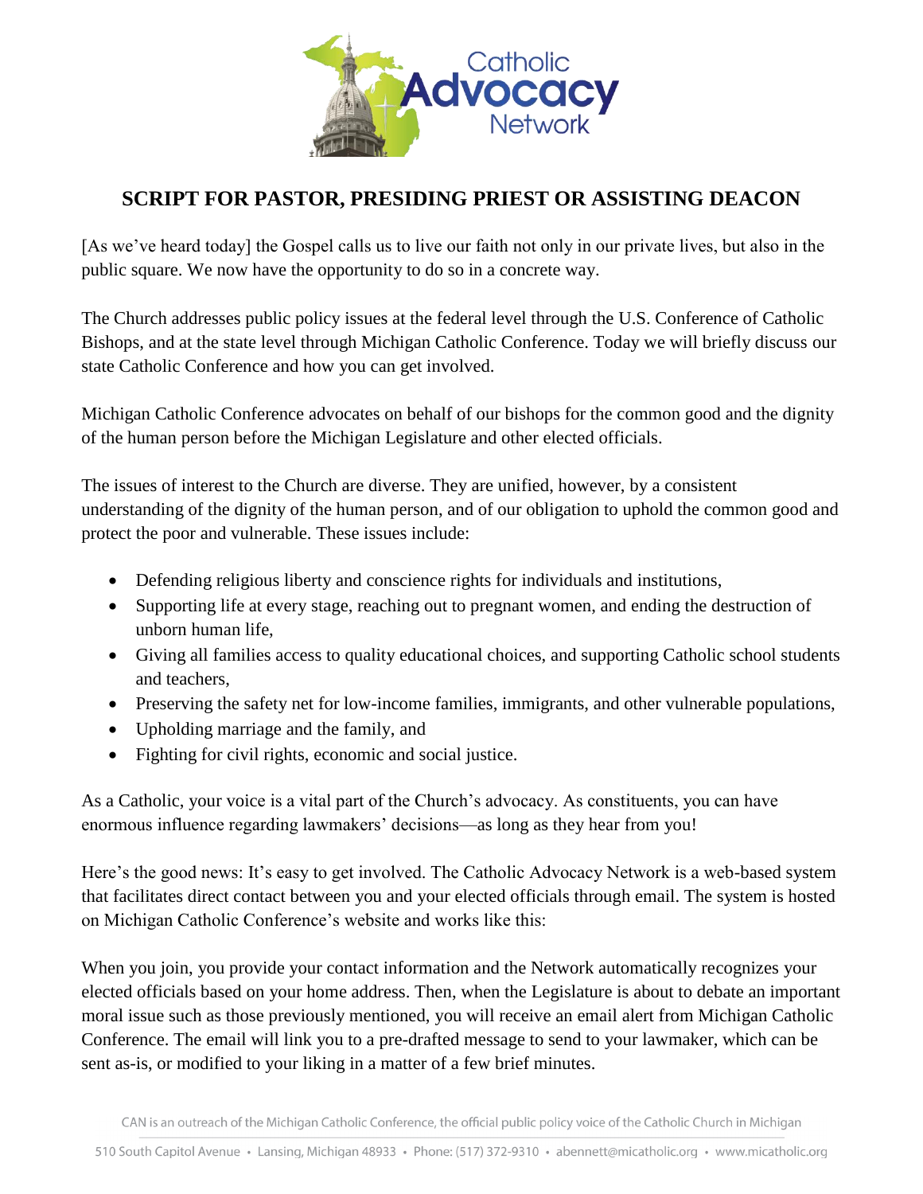# SCRIPT FOR PASTOR, PRESIDING PRIEST OR ASSISTING DEACON

[As we've heard today] the Gospel calls us to live our faith not only in our private lives, but also in the public square. We now have the opportunity to do so in a concrete way.

The Church addresses public policy issues at the federal level through the U.S. Conference of Catholic Bishops, and at the state level through Michigan Catholic Conference. Today we will briefly discuss our state Catholic Conference and how you can get involved.

Michigan Catholic Conference advocates on behalf of our bishops for the common good and the dignity of the human person before the Michigan Legislature and other elected officials.

The issues of interest to the Church are diverse. They are unified, however, by a consistent understanding of the dignity of the human person, and of our obligation to uphold the common good and protect the poor and vulnerable. These issues include:

- Defending religious liberty and conscience rights for individuals and institutions,
- Supporting life at every stage, reaching out to pregnant women, and ending the destruction of unborn human life,
- Giving all families access to quality educational choices, and supporting Catholic school students and teachers,
- Preserving the safety net for low-income families, immigrants, and other vulnerable populations,
- Upholding marriage and the family, and
- Fighting for civil rights, economic and social justice.

As a Catholic, your voice is a vital part of the Church's advocacy. As constituents, you can have enormous influence regarding lawmakers' decisions—as long as they hear from you!

Here's the good news: It's easy to get involved. The Catholic Advocacy Network is a web-based system that facilitates direct contact between you and your elected officials through email. The system is hosted on Michigan Catholic Conference's website and works like this:

When you join, you provide your contact information and the Network automatically recognizes your elected officials based on your home address. Then, when the Legislature is about to debate an important moral issue such as those previously mentioned, you will receive an email alert from Michigan Catholic Conference. The email will link you to a pre-drafted message to send to your lawmaker, which can be sent as-is, or modified to your liking in a matter of a few brief minutes.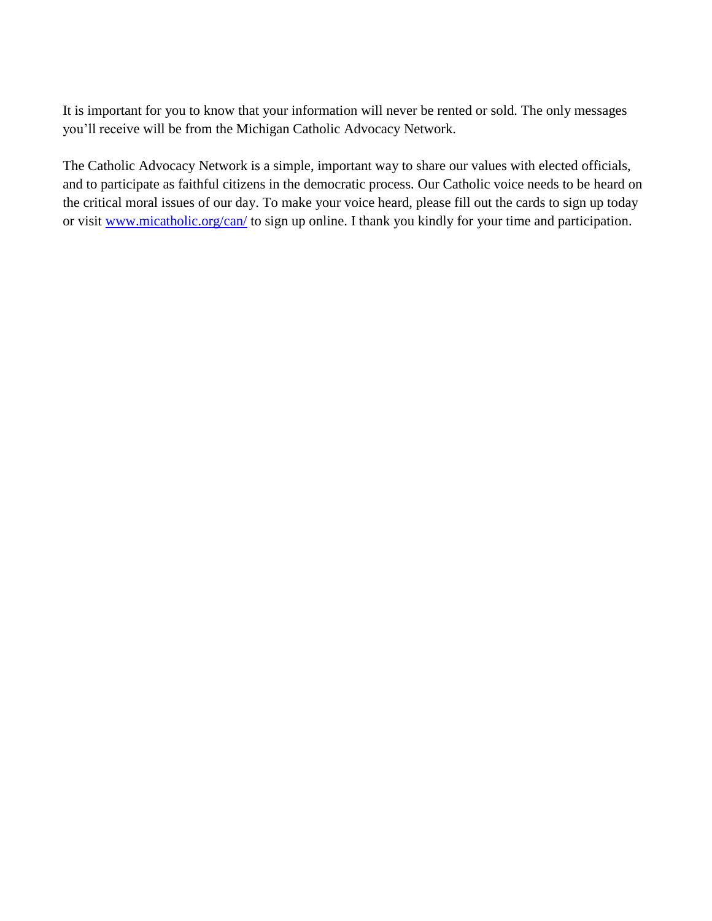It is important for you to know that your information will never be rented or sold. The only messages you'll receive will be from the Michigan Catholic Advocacy Network.

The Catholic Advocacy Network is a simple, important way to share our values with elected officials, and to participate as faithful citizens in the democratic process. Our Catholic voice needs to be heard on the critical moral issues of our day. To make your voice heard, please fill out the cards to sign up today or visit [www.micatholic.org/can/](www.micatholic.org/can/) to sign up online. I thank you kindly for your time and participation.